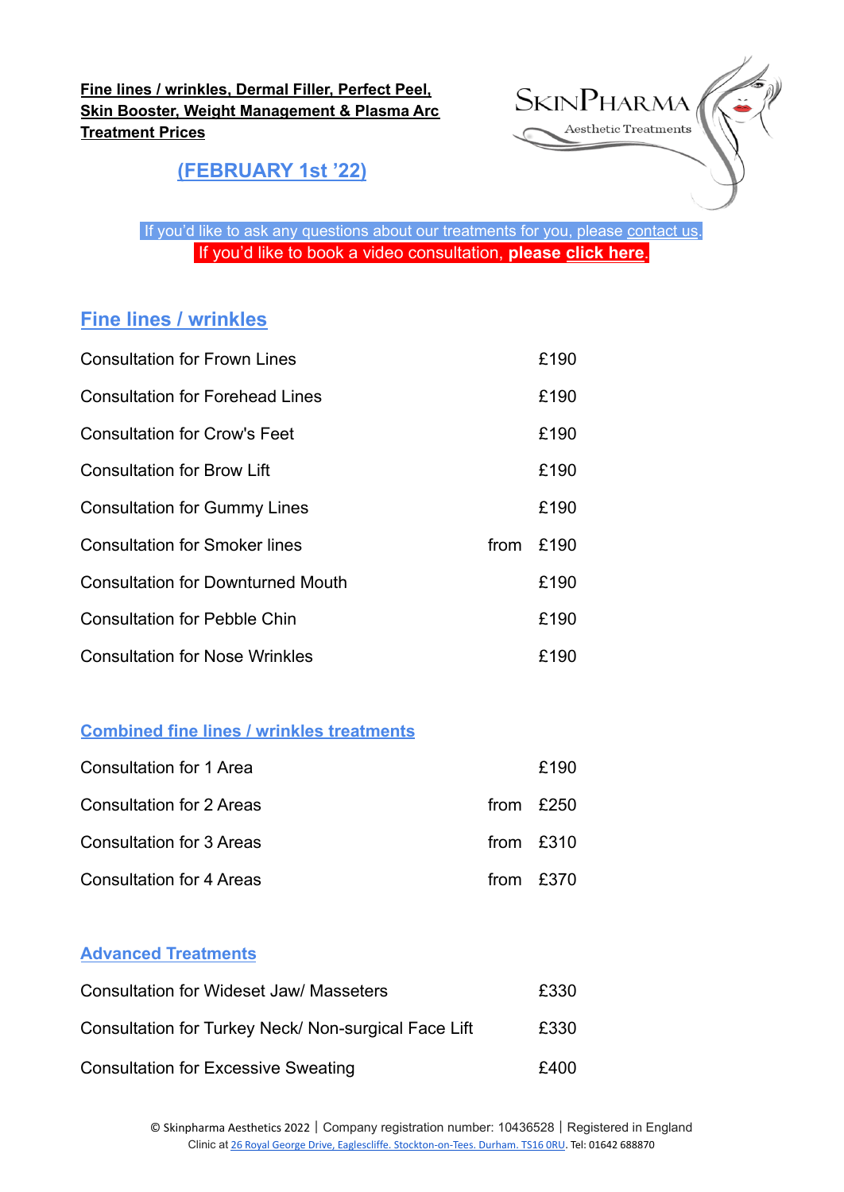**Fine lines / wrinkles, Dermal Filler, Perfect Peel, Skin Booster, Weight Management & Plasma Arc Treatment Prices**

**(FEBRUARY 1st '22)**

SkinPharma Aesthetic Treatments

If you'd like to ask any questions about our treatments for you, please contact us.

If you'd like to book a video consultation, **please click here**.

## Fine lines / wrinkles

| | | |
|---|---|---|
| Consultation for Frown Lines | | £190 |
| Consultation for Forehead Lines | | £190 |
| Consultation for Crow's Feet | | £190 |
| Consultation for Brow Lift | | £190 |
| Consultation for Gummy Lines | | £190 |
| Consultation for Smoker lines | from | £190 |
| Consultation for Downturned Mouth | | £190 |
| Consultation for Pebble Chin | | £190 |
| Consultation for Nose Wrinkles | | £190 |

### Combined fine lines / wrinkles treatments

| | | |
|---|---|---|
| Consultation for 1 Area | | £190 |
| Consultation for 2 Areas | from | £250 |
| Consultation for 3 Areas | from | £310 |
| Consultation for 4 Areas | from | £370 |

### Advanced Treatments

| | | |
|---|---|---|
| Consultation for Wideset Jaw/ Masseters | | £330 |
| Consultation for Turkey Neck/ Non-surgical Face Lift | | £330 |
| Consultation for Excessive Sweating | | £400 |

© Skinpharma Aesthetics 2022 | Company registration number: 10436528 | Registered in England
Clinic at 26 Royal George Drive, Eaglescliffe. Stockton-on-Tees. Durham. TS16 0RU. Tel: 01642 688870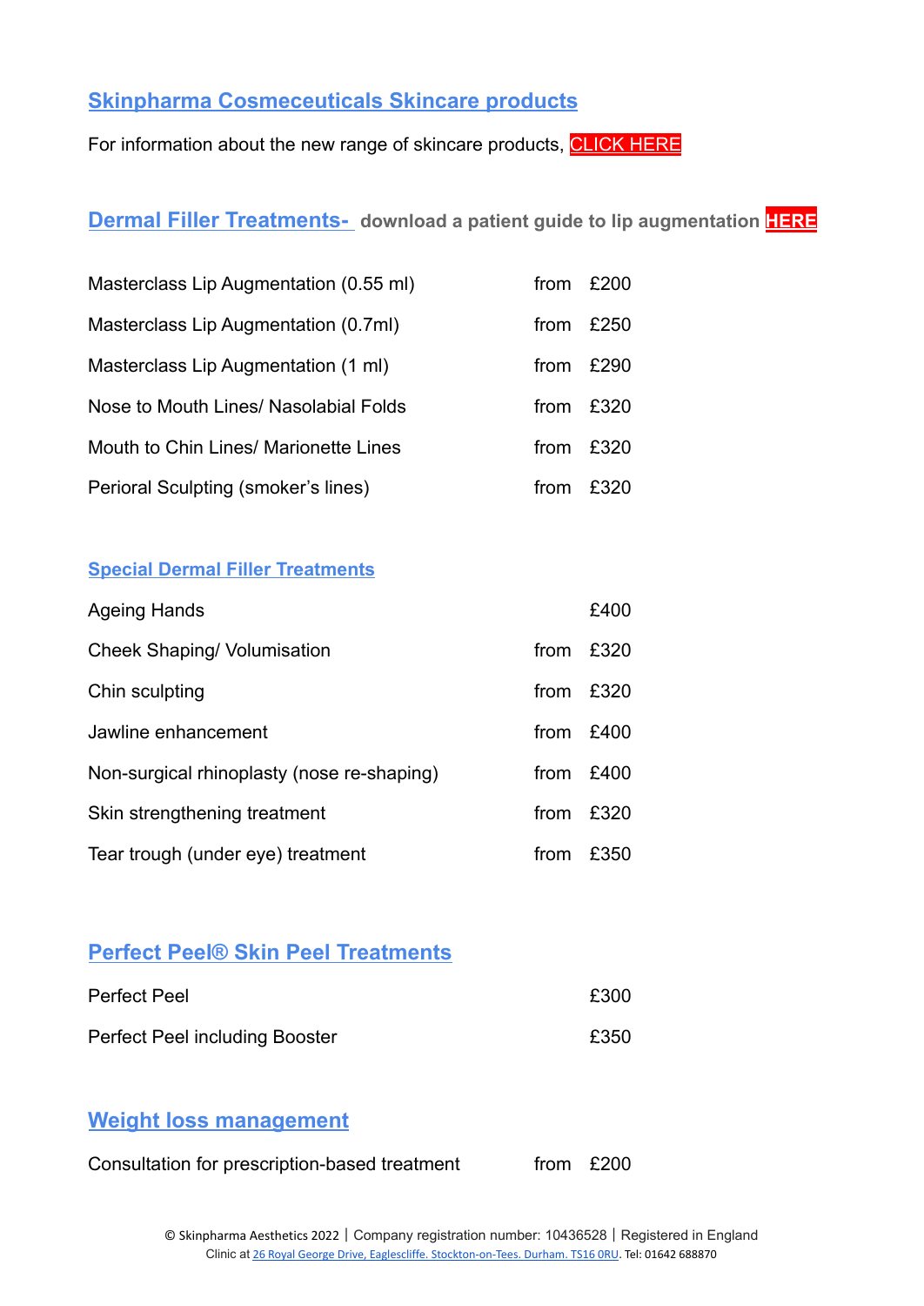## Skinpharma Cosmeceuticals Skincare products

For information about the new range of skincare products, CLICK HERE

## Dermal Filler Treatments- download a patient guide to lip augmentation HERE

| | | |
|---|---|---|
| Masterclass Lip Augmentation (0.55 ml) | from | £200 |
| Masterclass Lip Augmentation (0.7ml) | from | £250 |
| Masterclass Lip Augmentation (1 ml) | from | £290 |
| Nose to Mouth Lines/ Nasolabial Folds | from | £320 |
| Mouth to Chin Lines/ Marionette Lines | from | £320 |
| Perioral Sculpting (smoker's lines) | from | £320 |

### Special Dermal Filler Treatments

| | | |
|---|---|---|
| Ageing Hands | | £400 |
| Cheek Shaping/ Volumisation | from | £320 |
| Chin sculpting | from | £320 |
| Jawline enhancement | from | £400 |
| Non-surgical rhinoplasty (nose re-shaping) | from | £400 |
| Skin strengthening treatment | from | £320 |
| Tear trough (under eye) treatment | from | £350 |

## Perfect Peel® Skin Peel Treatments

| | |
|---|---|
| Perfect Peel | £300 |
| Perfect Peel including Booster | £350 |

## Weight loss management

| | | |
|---|---|---|
| Consultation for prescription-based treatment | from | £200 |

© Skinpharma Aesthetics 2022 | Company registration number: 10436528 | Registered in England
Clinic at 26 Royal George Drive, Eaglescliffe. Stockton-on-Tees. Durham. TS16 0RU. Tel: 01642 688870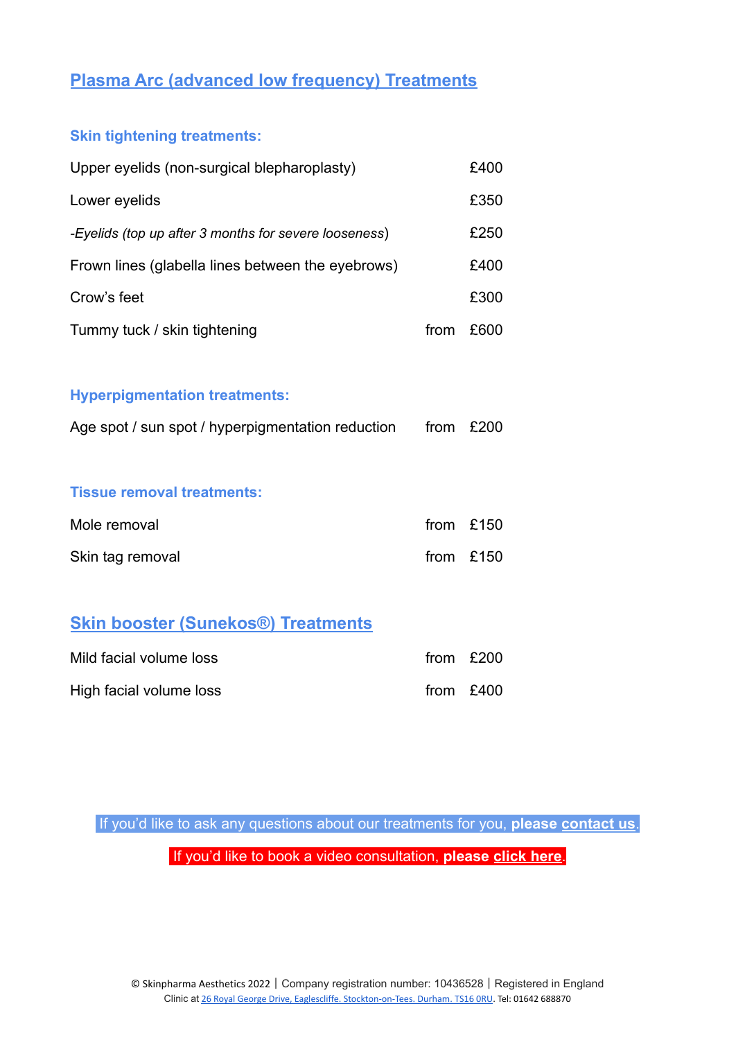## Plasma Arc (advanced low frequency) Treatments

### Skin tightening treatments:

| | | |
|---|---|---|
| Upper eyelids (non-surgical blepharoplasty) | | £400 |
| Lower eyelids | | £350 |
| *-Eyelids (top up after 3 months for severe looseness*) | | £250 |
| Frown lines (glabella lines between the eyebrows) | | £400 |
| Crow's feet | | £300 |
| Tummy tuck / skin tightening | from | £600 |

### Hyperpigmentation treatments:

| | | |
|---|---|---|
| Age spot / sun spot / hyperpigmentation reduction | from | £200 |

### Tissue removal treatments:

| | | |
|---|---|---|
| Mole removal | from | £150 |
| Skin tag removal | from | £150 |

## Skin booster (Sunekos®) Treatments

| | | |
|---|---|---|
| Mild facial volume loss | from | £200 |
| High facial volume loss | from | £400 |

If you'd like to ask any questions about our treatments for you, **please contact us**.

If you'd like to book a video consultation, **please click here**.

© Skinpharma Aesthetics 2022 | Company registration number: 10436528 | Registered in England
Clinic at 26 Royal George Drive, Eaglescliffe. Stockton-on-Tees. Durham. TS16 0RU. Tel: 01642 688870